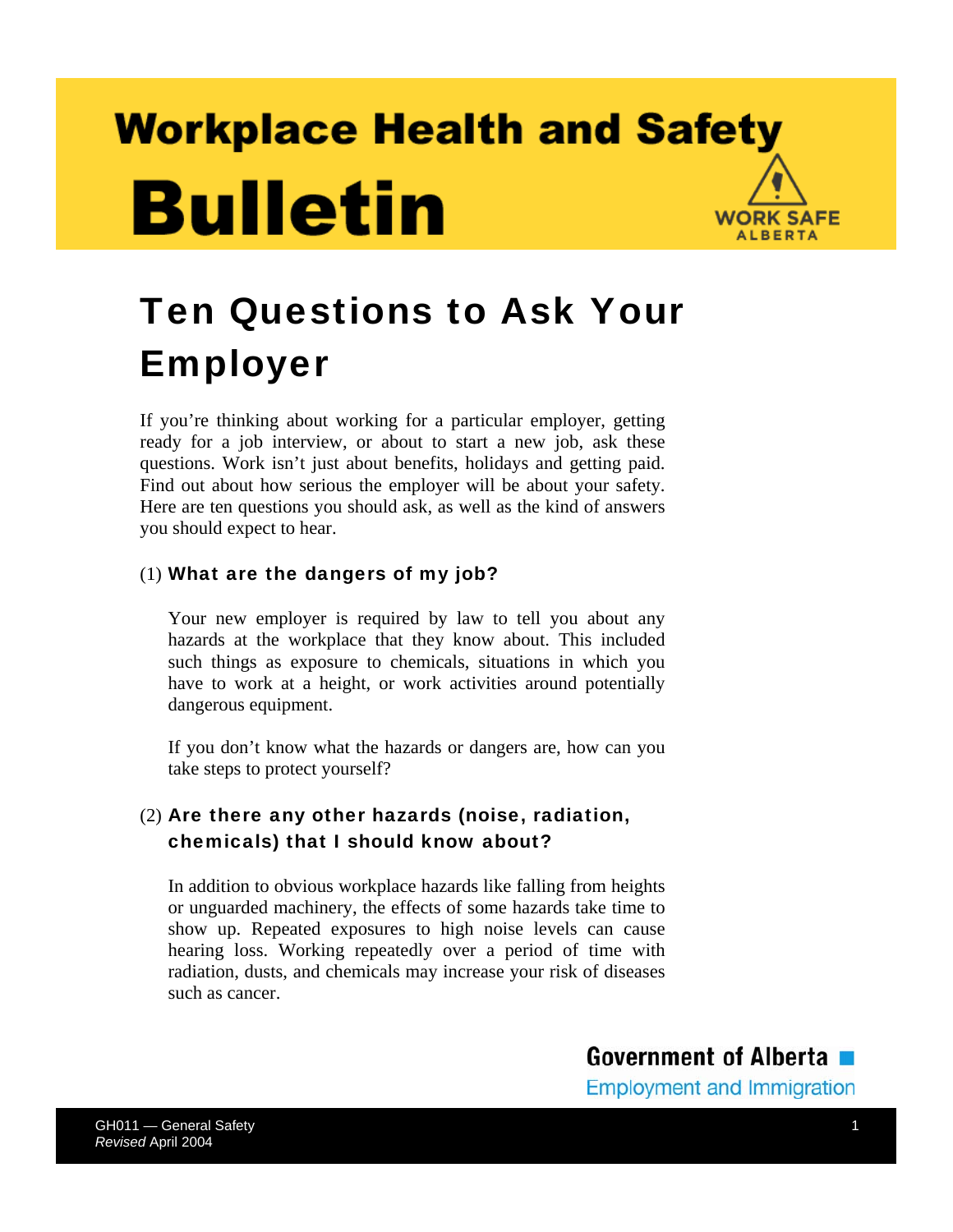# Workplace Health and Safety Bulletin

WORK SAFE ALBERTA

## Ten Questions to Ask Your Employer

If you're thinking about working for a particular employer, getting ready for a job interview, or about to start a new job, ask these questions. Work isn't just about benefits, holidays and getting paid. Find out about how serious the employer will be about your safety. Here are ten questions you should ask, as well as the kind of answers you should expect to hear.

### (1) What are the dangers of my job?

Your new employer is required by law to tell you about any hazards at the workplace that they know about. This included such things as exposure to chemicals, situations in which you have to work at a height, or work activities around potentially dangerous equipment.

If you don't know what the hazards or dangers are, how can you take steps to protect yourself?

### (2) Are there any other hazards (noise, radiation, chemicals) that I should know about?

In addition to obvious workplace hazards like falling from heights or unguarded machinery, the effects of some hazards take time to show up. Repeated exposures to high noise levels can cause hearing loss. Working repeatedly over a period of time with radiation, dusts, and chemicals may increase your risk of diseases such as cancer.

Government of Alberta
Employment and Immigration

GH011 — General Safety
*Revised* April 2004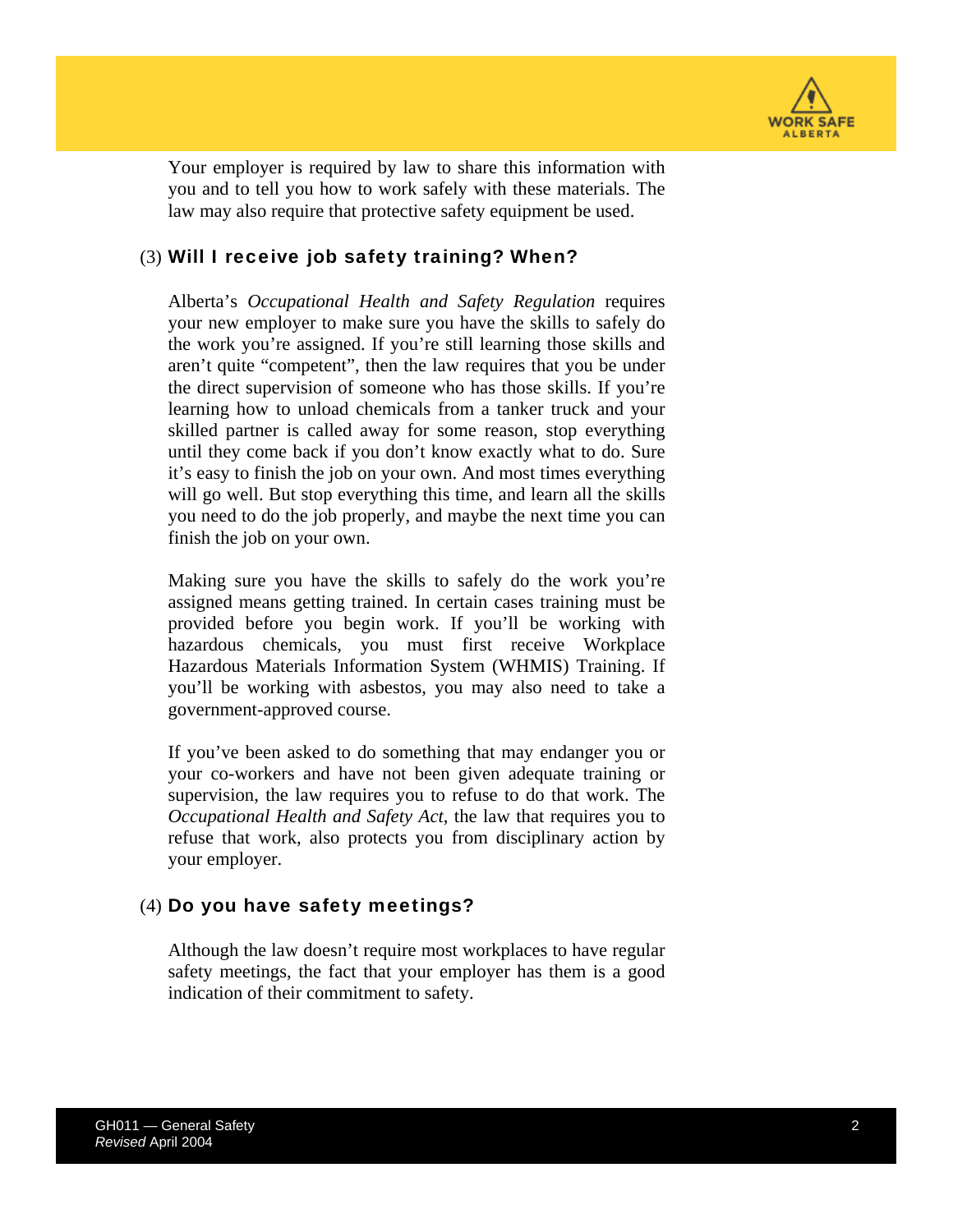Your employer is required by law to share this information with you and to tell you how to work safely with these materials. The law may also require that protective safety equipment be used.

### (3) **Will I receive job safety training? When?**

Alberta's *Occupational Health and Safety Regulation* requires your new employer to make sure you have the skills to safely do the work you're assigned. If you're still learning those skills and aren't quite "competent", then the law requires that you be under the direct supervision of someone who has those skills. If you're learning how to unload chemicals from a tanker truck and your skilled partner is called away for some reason, stop everything until they come back if you don't know exactly what to do. Sure it's easy to finish the job on your own. And most times everything will go well. But stop everything this time, and learn all the skills you need to do the job properly, and maybe the next time you can finish the job on your own.

Making sure you have the skills to safely do the work you're assigned means getting trained. In certain cases training must be provided before you begin work. If you'll be working with hazardous chemicals, you must first receive Workplace Hazardous Materials Information System (WHMIS) Training. If you'll be working with asbestos, you may also need to take a government-approved course.

If you've been asked to do something that may endanger you or your co-workers and have not been given adequate training or supervision, the law requires you to refuse to do that work. The *Occupational Health and Safety Act*, the law that requires you to refuse that work, also protects you from disciplinary action by your employer.

### (4) **Do you have safety meetings?**

Although the law doesn't require most workplaces to have regular safety meetings, the fact that your employer has them is a good indication of their commitment to safety.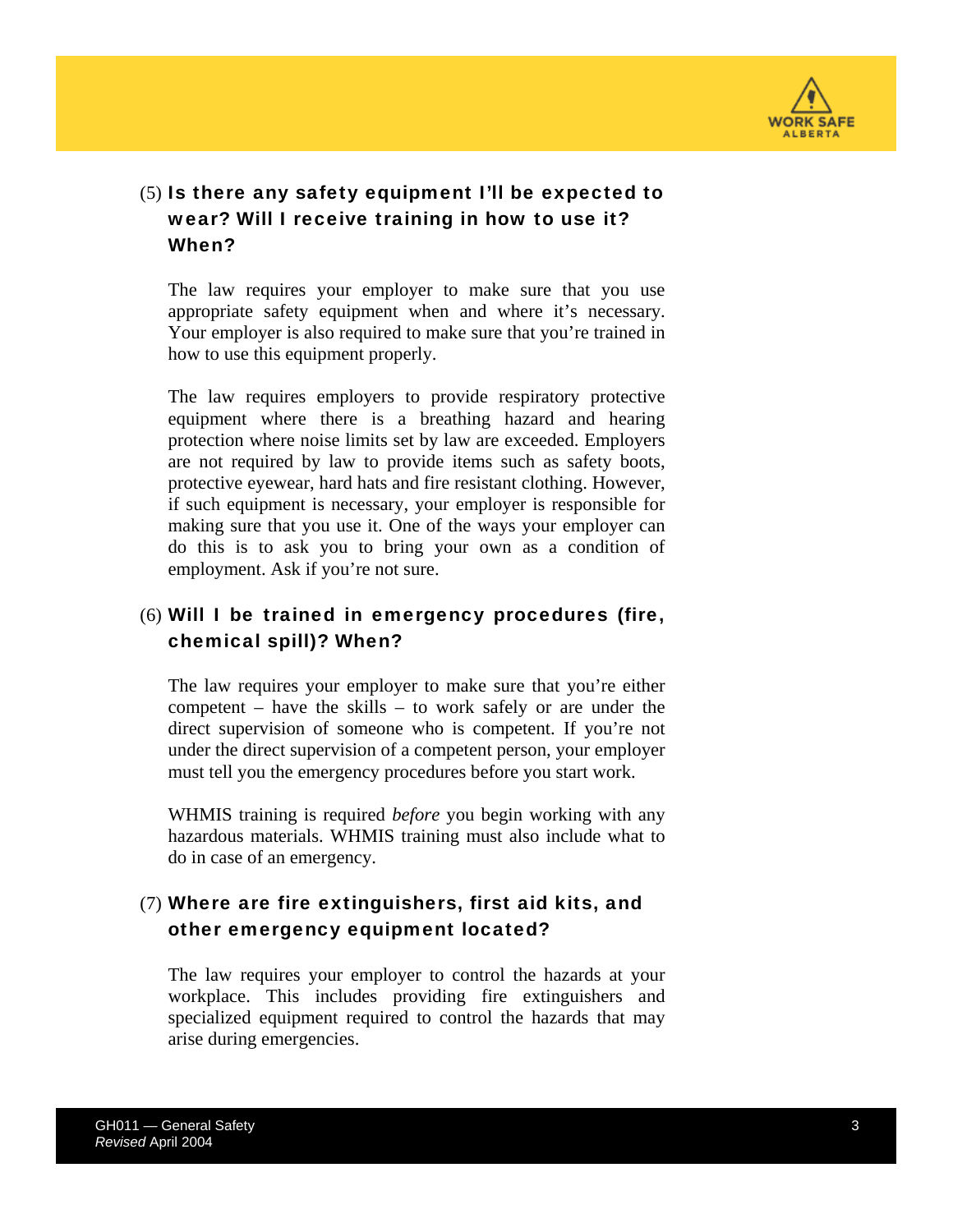### (5) Is there any safety equipment I'll be expected to wear? Will I receive training in how to use it? When?

The law requires your employer to make sure that you use appropriate safety equipment when and where it's necessary. Your employer is also required to make sure that you're trained in how to use this equipment properly.

The law requires employers to provide respiratory protective equipment where there is a breathing hazard and hearing protection where noise limits set by law are exceeded. Employers are not required by law to provide items such as safety boots, protective eyewear, hard hats and fire resistant clothing. However, if such equipment is necessary, your employer is responsible for making sure that you use it. One of the ways your employer can do this is to ask you to bring your own as a condition of employment. Ask if you're not sure.

### (6) Will I be trained in emergency procedures (fire, chemical spill)? When?

The law requires your employer to make sure that you're either competent – have the skills – to work safely or are under the direct supervision of someone who is competent. If you're not under the direct supervision of a competent person, your employer must tell you the emergency procedures before you start work.

WHMIS training is required *before* you begin working with any hazardous materials. WHMIS training must also include what to do in case of an emergency.

### (7) Where are fire extinguishers, first aid kits, and other emergency equipment located?

The law requires your employer to control the hazards at your workplace. This includes providing fire extinguishers and specialized equipment required to control the hazards that may arise during emergencies.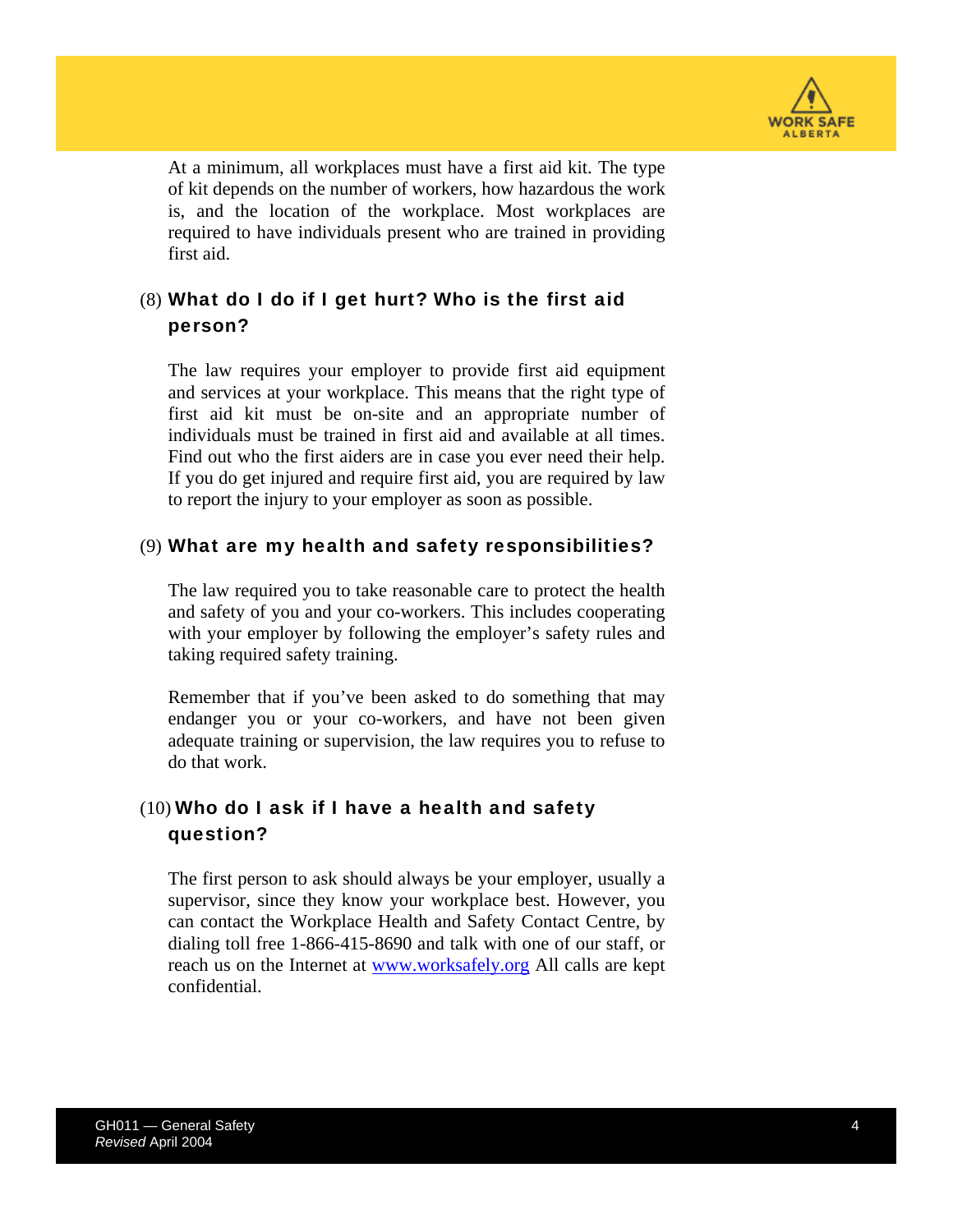At a minimum, all workplaces must have a first aid kit. The type of kit depends on the number of workers, how hazardous the work is, and the location of the workplace. Most workplaces are required to have individuals present who are trained in providing first aid.

### (8) What do I do if I get hurt? Who is the first aid person?

The law requires your employer to provide first aid equipment and services at your workplace. This means that the right type of first aid kit must be on-site and an appropriate number of individuals must be trained in first aid and available at all times. Find out who the first aiders are in case you ever need their help. If you do get injured and require first aid, you are required by law to report the injury to your employer as soon as possible.

### (9) What are my health and safety responsibilities?

The law required you to take reasonable care to protect the health and safety of you and your co-workers. This includes cooperating with your employer by following the employer's safety rules and taking required safety training.

Remember that if you've been asked to do something that may endanger you or your co-workers, and have not been given adequate training or supervision, the law requires you to refuse to do that work.

### (10) Who do I ask if I have a health and safety question?

The first person to ask should always be your employer, usually a supervisor, since they know your workplace best. However, you can contact the Workplace Health and Safety Contact Centre, by dialing toll free 1-866-415-8690 and talk with one of our staff, or reach us on the Internet at [www.worksafely.org](http://www.worksafely.org) All calls are kept confidential.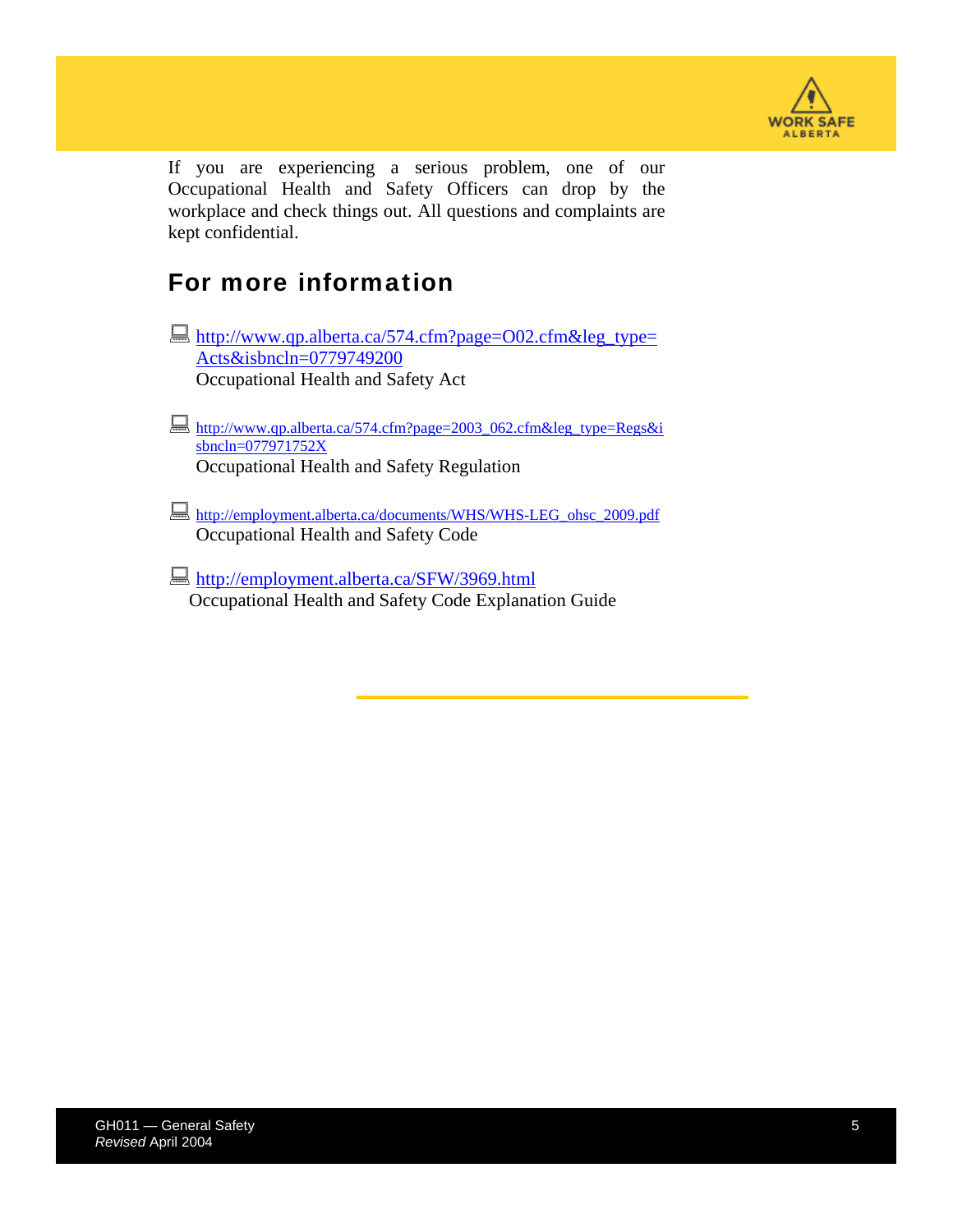If you are experiencing a serious problem, one of our Occupational Health and Safety Officers can drop by the workplace and check things out. All questions and complaints are kept confidential.

## For more information

- http://www.qp.alberta.ca/574.cfm?page=O02.cfm&leg_type=Acts&isbncln=0779749200
  Occupational Health and Safety Act

- http://www.qp.alberta.ca/574.cfm?page=2003_062.cfm&leg_type=Regs&isbncln=077971752X
  Occupational Health and Safety Regulation

- http://employment.alberta.ca/documents/WHS/WHS-LEG_ohsc_2009.pdf
  Occupational Health and Safety Code

- http://employment.alberta.ca/SFW/3969.html
  Occupational Health and Safety Code Explanation Guide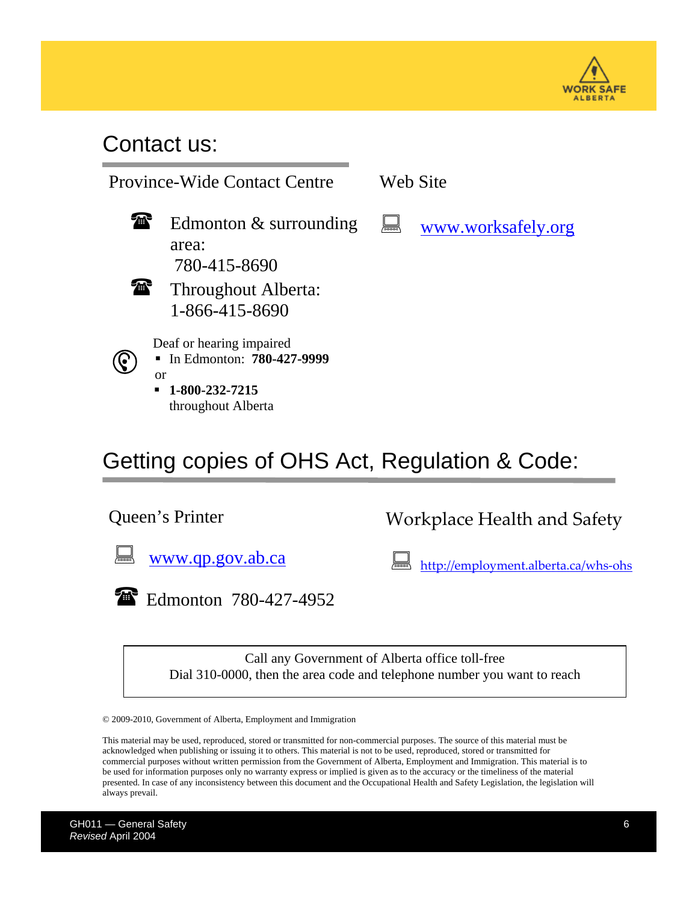## Contact us:

### Province-Wide Contact Centre

Edmonton & surrounding area:
780-415-8690

Throughout Alberta:
1-866-415-8690

Deaf or hearing impaired

- In Edmonton: **780-427-9999**

or

- **1-800-232-7215** throughout Alberta

### Web Site

www.worksafely.org

## Getting copies of OHS Act, Regulation & Code:

### Queen's Printer

www.qp.gov.ab.ca

Edmonton 780-427-4952

### Workplace Health and Safety

http://employment.alberta.ca/whs-ohs

Call any Government of Alberta office toll-free
Dial 310-0000, then the area code and telephone number you want to reach

© 2009-2010, Government of Alberta, Employment and Immigration

This material may be used, reproduced, stored or transmitted for non-commercial purposes. The source of this material must be acknowledged when publishing or issuing it to others. This material is not to be used, reproduced, stored or transmitted for commercial purposes without written permission from the Government of Alberta, Employment and Immigration. This material is to be used for information purposes only no warranty express or implied is given as to the accuracy or the timeliness of the material presented. In case of any inconsistency between this document and the Occupational Health and Safety Legislation, the legislation will always prevail.